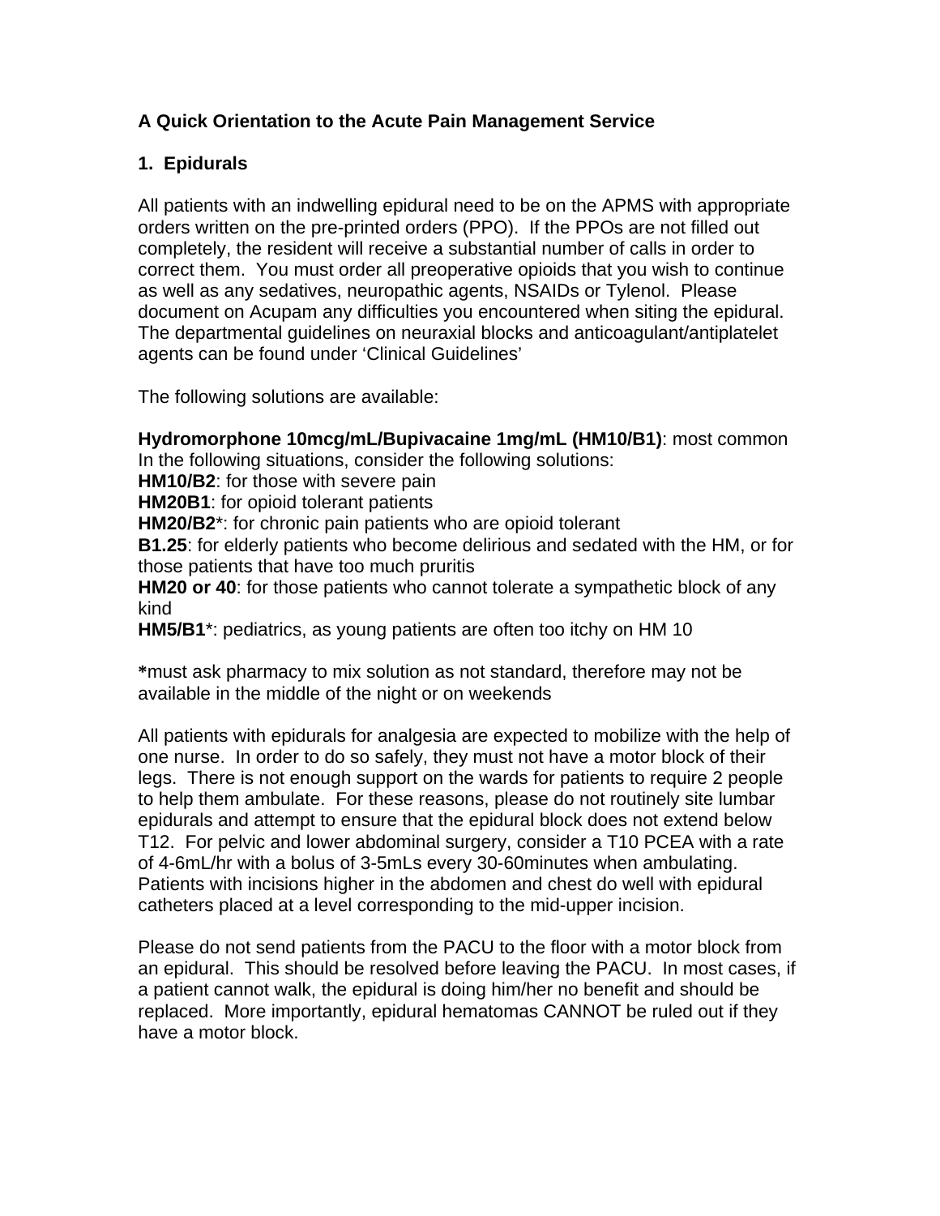# A Quick Orientation to the Acute Pain Management Service

## 1. Epidurals

All patients with an indwelling epidural need to be on the APMS with appropriate orders written on the pre-printed orders (PPO). If the PPOs are not filled out completely, the resident will receive a substantial number of calls in order to correct them. You must order all preoperative opioids that you wish to continue as well as any sedatives, neuropathic agents, NSAIDs or Tylenol. Please document on Acupam any difficulties you encountered when siting the epidural. The departmental guidelines on neuraxial blocks and anticoagulant/antiplatelet agents can be found under 'Clinical Guidelines'

The following solutions are available:

**Hydromorphone 10mcg/mL/Bupivacaine 1mg/mL (HM10/B1)**: most common
In the following situations, consider the following solutions:
**HM10/B2**: for those with severe pain
**HM20B1**: for opioid tolerant patients
**HM20/B2***: for chronic pain patients who are opioid tolerant
**B1.25**: for elderly patients who become delirious and sedated with the HM, or for those patients that have too much pruritis
**HM20 or 40**: for those patients who cannot tolerate a sympathetic block of any kind
**HM5/B1***: pediatrics, as young patients are often too itchy on HM 10

*****must ask pharmacy to mix solution as not standard, therefore may not be available in the middle of the night or on weekends

All patients with epidurals for analgesia are expected to mobilize with the help of one nurse. In order to do so safely, they must not have a motor block of their legs. There is not enough support on the wards for patients to require 2 people to help them ambulate. For these reasons, please do not routinely site lumbar epidurals and attempt to ensure that the epidural block does not extend below T12. For pelvic and lower abdominal surgery, consider a T10 PCEA with a rate of 4-6mL/hr with a bolus of 3-5mLs every 30-60minutes when ambulating. Patients with incisions higher in the abdomen and chest do well with epidural catheters placed at a level corresponding to the mid-upper incision.

Please do not send patients from the PACU to the floor with a motor block from an epidural. This should be resolved before leaving the PACU. In most cases, if a patient cannot walk, the epidural is doing him/her no benefit and should be replaced. More importantly, epidural hematomas CANNOT be ruled out if they have a motor block.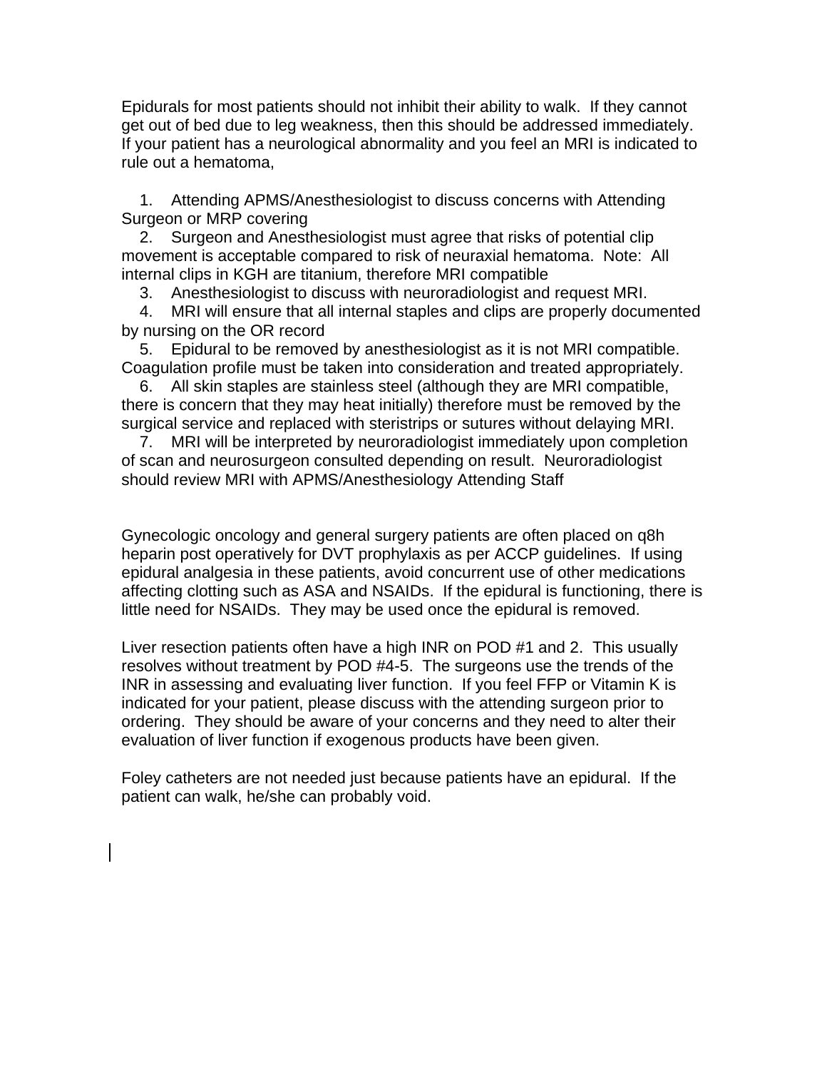Epidurals for most patients should not inhibit their ability to walk. If they cannot get out of bed due to leg weakness, then this should be addressed immediately. If your patient has a neurological abnormality and you feel an MRI is indicated to rule out a hematoma,

1. Attending APMS/Anesthesiologist to discuss concerns with Attending Surgeon or MRP covering
2. Surgeon and Anesthesiologist must agree that risks of potential clip movement is acceptable compared to risk of neuraxial hematoma. Note: All internal clips in KGH are titanium, therefore MRI compatible
3. Anesthesiologist to discuss with neuroradiologist and request MRI.
4. MRI will ensure that all internal staples and clips are properly documented by nursing on the OR record
5. Epidural to be removed by anesthesiologist as it is not MRI compatible. Coagulation profile must be taken into consideration and treated appropriately.
6. All skin staples are stainless steel (although they are MRI compatible, there is concern that they may heat initially) therefore must be removed by the surgical service and replaced with steristrips or sutures without delaying MRI.
7. MRI will be interpreted by neuroradiologist immediately upon completion of scan and neurosurgeon consulted depending on result. Neuroradiologist should review MRI with APMS/Anesthesiology Attending Staff

Gynecologic oncology and general surgery patients are often placed on q8h heparin post operatively for DVT prophylaxis as per ACCP guidelines. If using epidural analgesia in these patients, avoid concurrent use of other medications affecting clotting such as ASA and NSAIDs. If the epidural is functioning, there is little need for NSAIDs. They may be used once the epidural is removed.

Liver resection patients often have a high INR on POD #1 and 2. This usually resolves without treatment by POD #4-5. The surgeons use the trends of the INR in assessing and evaluating liver function. If you feel FFP or Vitamin K is indicated for your patient, please discuss with the attending surgeon prior to ordering. They should be aware of your concerns and they need to alter their evaluation of liver function if exogenous products have been given.

Foley catheters are not needed just because patients have an epidural. If the patient can walk, he/she can probably void.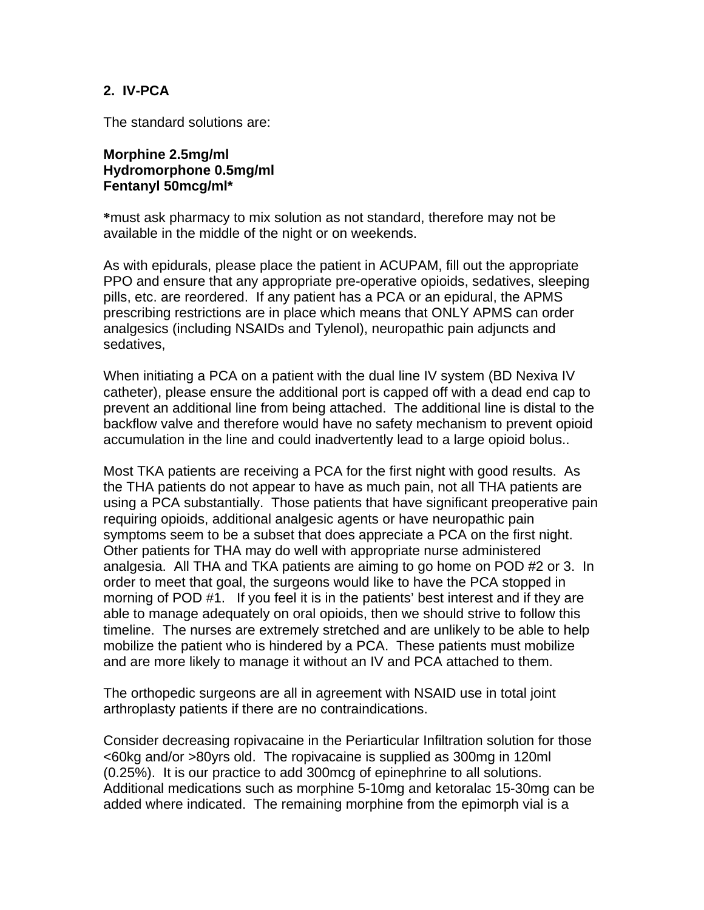## 2. IV-PCA

The standard solutions are:

**Morphine 2.5mg/ml**
**Hydromorphone 0.5mg/ml**
**Fentanyl 50mcg/ml***

***** must ask pharmacy to mix solution as not standard, therefore may not be available in the middle of the night or on weekends.

As with epidurals, please place the patient in ACUPAM, fill out the appropriate PPO and ensure that any appropriate pre-operative opioids, sedatives, sleeping pills, etc. are reordered. If any patient has a PCA or an epidural, the APMS prescribing restrictions are in place which means that ONLY APMS can order analgesics (including NSAIDs and Tylenol), neuropathic pain adjuncts and sedatives,

When initiating a PCA on a patient with the dual line IV system (BD Nexiva IV catheter), please ensure the additional port is capped off with a dead end cap to prevent an additional line from being attached. The additional line is distal to the backflow valve and therefore would have no safety mechanism to prevent opioid accumulation in the line and could inadvertently lead to a large opioid bolus..

Most TKA patients are receiving a PCA for the first night with good results. As the THA patients do not appear to have as much pain, not all THA patients are using a PCA substantially. Those patients that have significant preoperative pain requiring opioids, additional analgesic agents or have neuropathic pain symptoms seem to be a subset that does appreciate a PCA on the first night. Other patients for THA may do well with appropriate nurse administered analgesia. All THA and TKA patients are aiming to go home on POD #2 or 3. In order to meet that goal, the surgeons would like to have the PCA stopped in morning of POD #1. If you feel it is in the patients' best interest and if they are able to manage adequately on oral opioids, then we should strive to follow this timeline. The nurses are extremely stretched and are unlikely to be able to help mobilize the patient who is hindered by a PCA. These patients must mobilize and are more likely to manage it without an IV and PCA attached to them.

The orthopedic surgeons are all in agreement with NSAID use in total joint arthroplasty patients if there are no contraindications.

Consider decreasing ropivacaine in the Periarticular Infiltration solution for those <60kg and/or >80yrs old. The ropivacaine is supplied as 300mg in 120ml (0.25%). It is our practice to add 300mcg of epinephrine to all solutions. Additional medications such as morphine 5-10mg and ketoralac 15-30mg can be added where indicated. The remaining morphine from the epimorph vial is a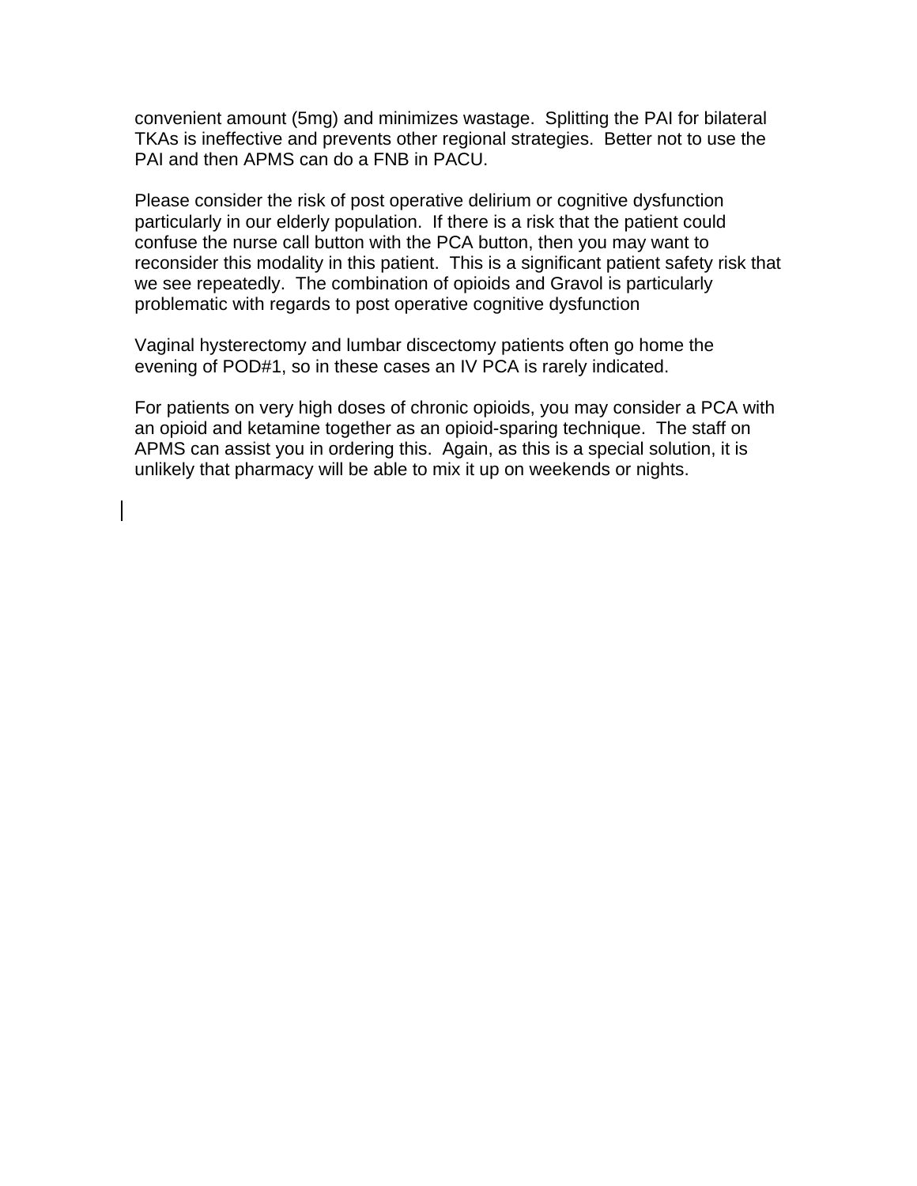convenient amount (5mg) and minimizes wastage. Splitting the PAI for bilateral TKAs is ineffective and prevents other regional strategies. Better not to use the PAI and then APMS can do a FNB in PACU.

Please consider the risk of post operative delirium or cognitive dysfunction particularly in our elderly population. If there is a risk that the patient could confuse the nurse call button with the PCA button, then you may want to reconsider this modality in this patient. This is a significant patient safety risk that we see repeatedly. The combination of opioids and Gravol is particularly problematic with regards to post operative cognitive dysfunction

Vaginal hysterectomy and lumbar discectomy patients often go home the evening of POD#1, so in these cases an IV PCA is rarely indicated.

For patients on very high doses of chronic opioids, you may consider a PCA with an opioid and ketamine together as an opioid-sparing technique. The staff on APMS can assist you in ordering this. Again, as this is a special solution, it is unlikely that pharmacy will be able to mix it up on weekends or nights.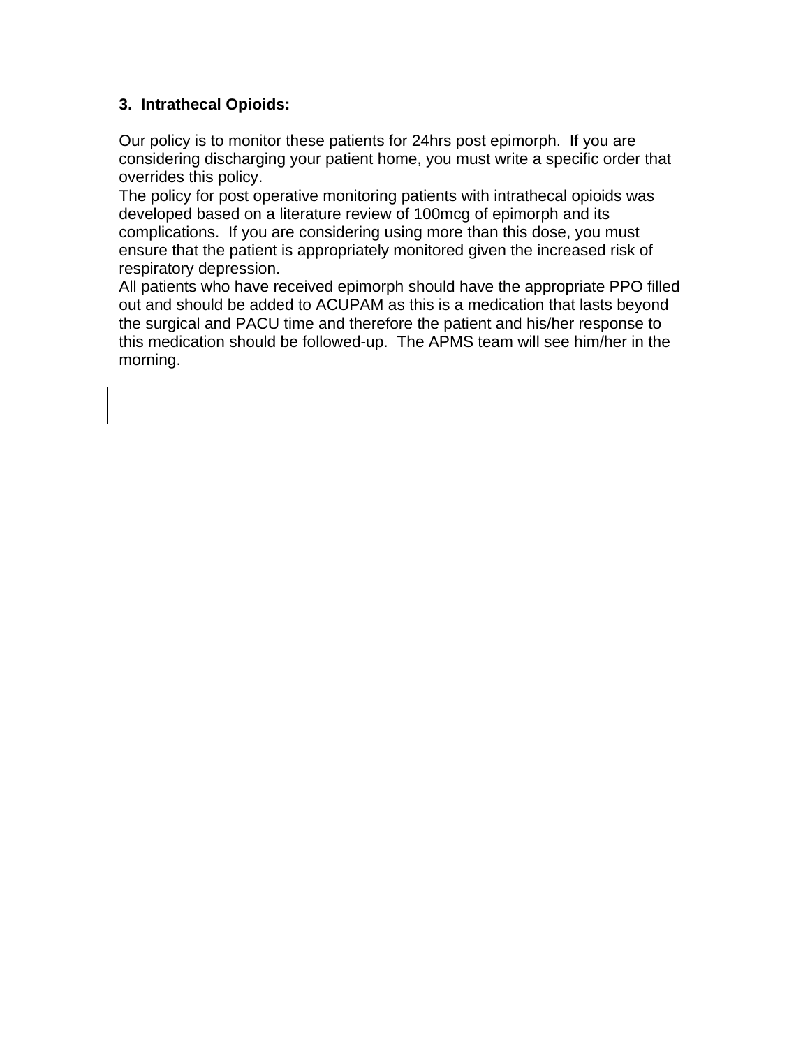### 3. Intrathecal Opioids:

Our policy is to monitor these patients for 24hrs post epimorph. If you are considering discharging your patient home, you must write a specific order that overrides this policy.

The policy for post operative monitoring patients with intrathecal opioids was developed based on a literature review of 100mcg of epimorph and its complications. If you are considering using more than this dose, you must ensure that the patient is appropriately monitored given the increased risk of respiratory depression.

All patients who have received epimorph should have the appropriate PPO filled out and should be added to ACUPAM as this is a medication that lasts beyond the surgical and PACU time and therefore the patient and his/her response to this medication should be followed-up. The APMS team will see him/her in the morning.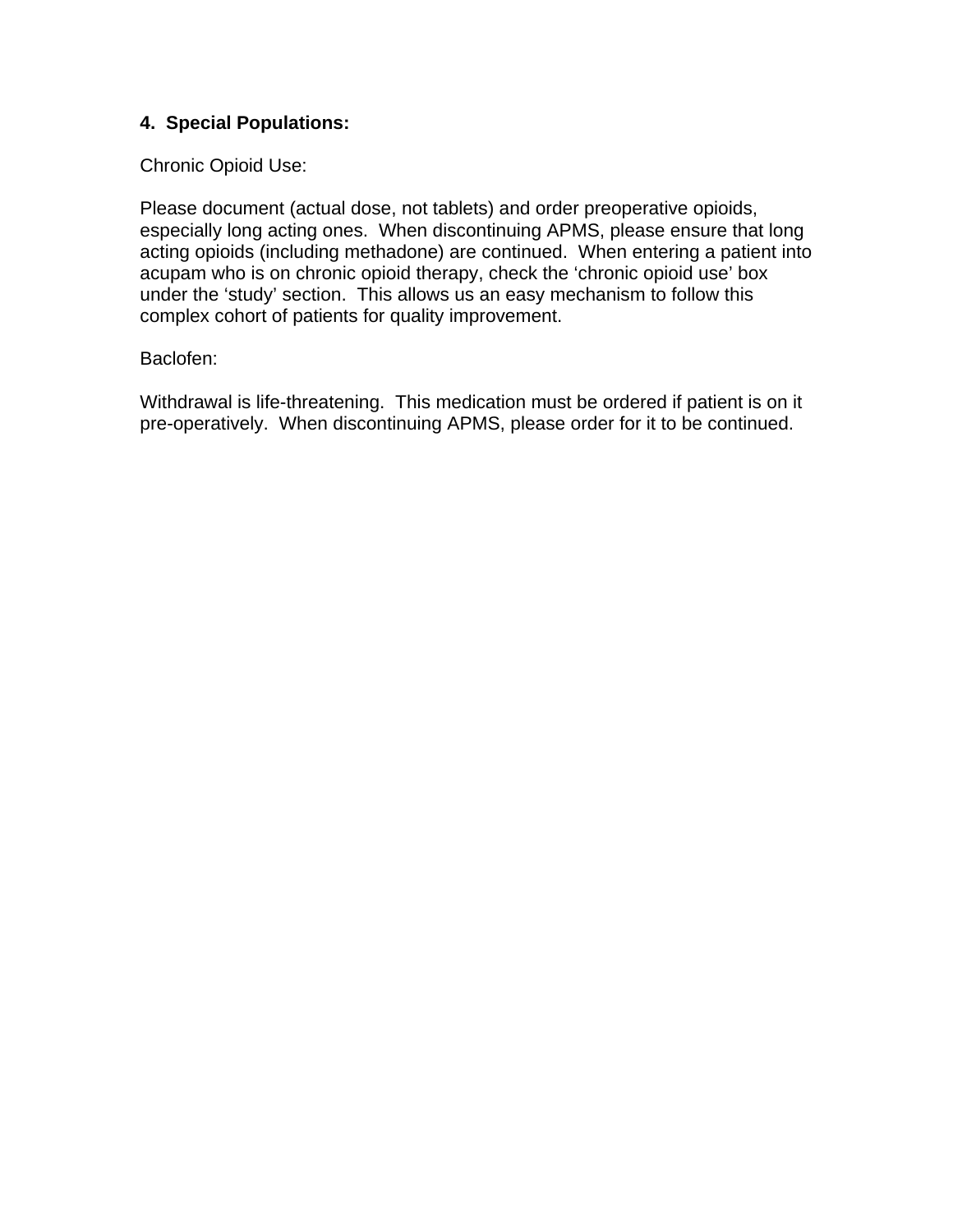## 4. Special Populations:

Chronic Opioid Use:

Please document (actual dose, not tablets) and order preoperative opioids, especially long acting ones. When discontinuing APMS, please ensure that long acting opioids (including methadone) are continued. When entering a patient into acupam who is on chronic opioid therapy, check the 'chronic opioid use' box under the 'study' section. This allows us an easy mechanism to follow this complex cohort of patients for quality improvement.

Baclofen:

Withdrawal is life-threatening. This medication must be ordered if patient is on it pre-operatively. When discontinuing APMS, please order for it to be continued.